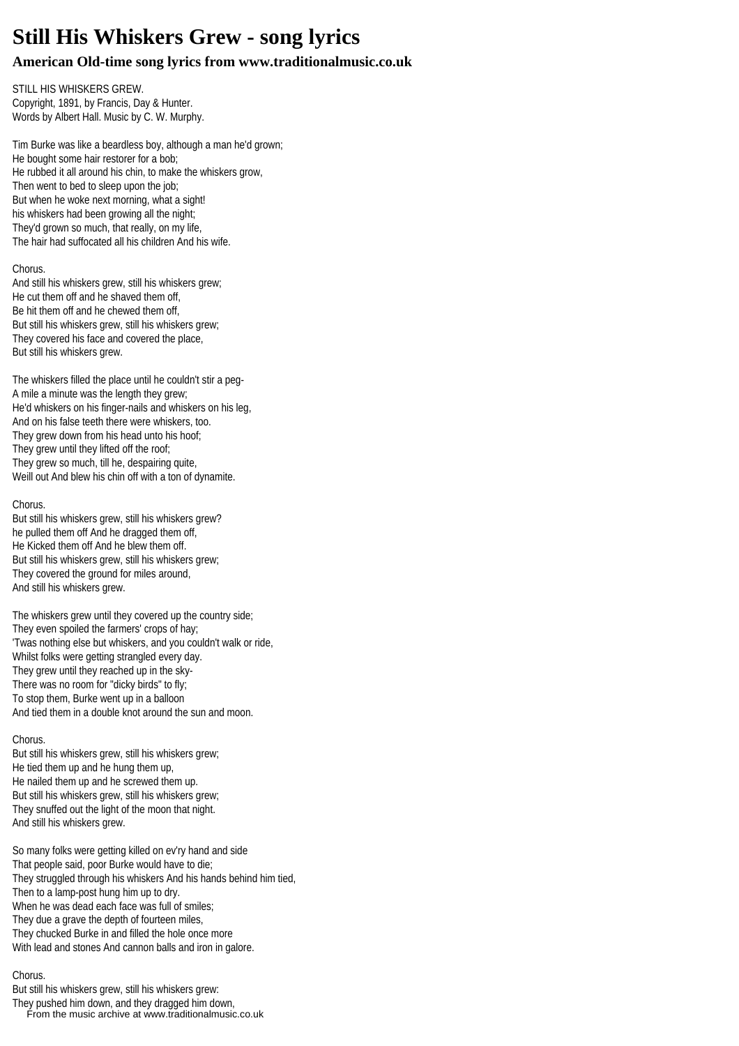# Still His Whiskers Grew - song lyrics

### American Old-time song lyrics from www.traditionalmusic.co.uk

STILL HIS WHISKERS GREW.
Copyright, 1891, by Francis, Day & Hunter.
Words by Albert Hall. Music by C. W. Murphy.

Tim Burke was like a beardless boy, although a man he'd grown;
He bought some hair restorer for a bob;
He rubbed it all around his chin, to make the whiskers grow,
Then went to bed to sleep upon the job;
But when he woke next morning, what a sight!
his whiskers had been growing all the night;
They'd grown so much, that really, on my life,
The hair had suffocated all his children And his wife.

Chorus.
And still his whiskers grew, still his whiskers grew;
He cut them off and he shaved them off,
Be hit them off and he chewed them off,
But still his whiskers grew, still his whiskers grew;
They covered his face and covered the place,
But still his whiskers grew.

The whiskers filled the place until he couldn't stir a peg-
A mile a minute was the length they grew;
He'd whiskers on his finger-nails and whiskers on his leg,
And on his false teeth there were whiskers, too.
They grew down from his head unto his hoof;
They grew until they lifted off the roof;
They grew so much, till he, despairing quite,
Weill out And blew his chin off with a ton of dynamite.

Chorus.
But still his whiskers grew, still his whiskers grew?
he pulled them off And he dragged them off,
He Kicked them off And he blew them off.
But still his whiskers grew, still his whiskers grew;
They covered the ground for miles around,
And still his whiskers grew.

The whiskers grew until they covered up the country side;
They even spoiled the farmers' crops of hay;
'Twas nothing else but whiskers, and you couldn't walk or ride,
Whilst folks were getting strangled every day.
They grew until they reached up in the sky-
There was no room for "dicky birds" to fly;
To stop them, Burke went up in a balloon
And tied them in a double knot around the sun and moon.

Chorus.
But still his whiskers grew, still his whiskers grew;
He tied them up and he hung them up,
He nailed them up and he screwed them up.
But still his whiskers grew, still his whiskers grew;
They snuffed out the light of the moon that night.
And still his whiskers grew.

So many folks were getting killed on ev'ry hand and side
That people said, poor Burke would have to die;
They struggled through his whiskers And his hands behind him tied,
Then to a lamp-post hung him up to dry.
When he was dead each face was full of smiles;
They due a grave the depth of fourteen miles,
They chucked Burke in and filled the hole once more
With lead and stones And cannon balls and iron in galore.

Chorus.
But still his whiskers grew, still his whiskers grew:
They pushed him down, and they dragged him down,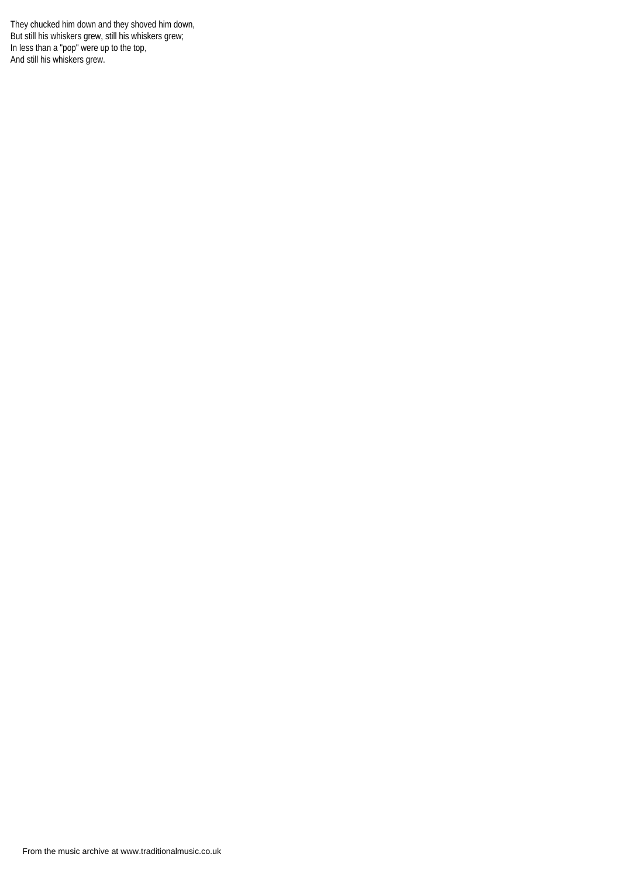They chucked him down and they shoved him down,
But still his whiskers grew, still his whiskers grew;
In less than a "pop" were up to the top,
And still his whiskers grew.

From the music archive at www.traditionalmusic.co.uk